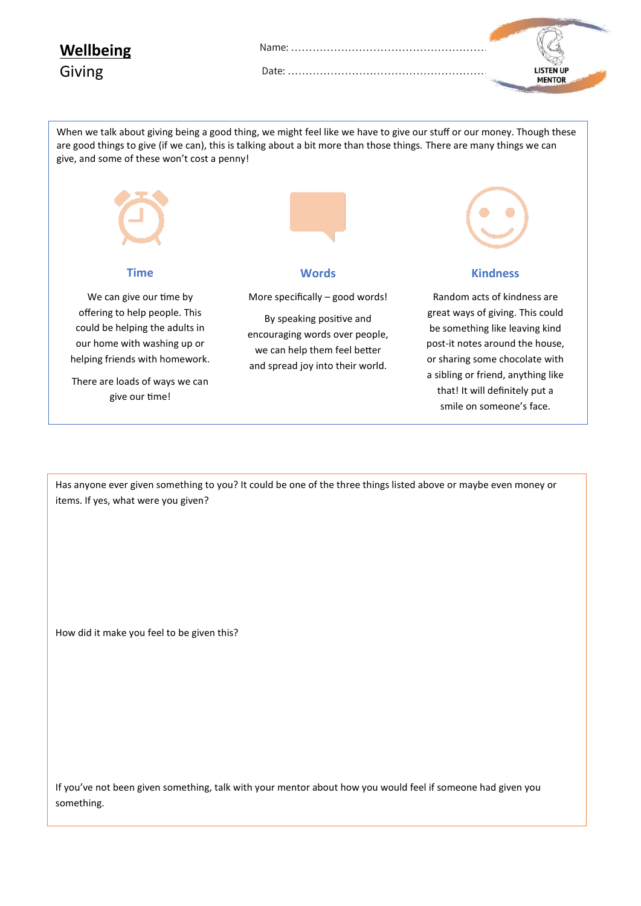# Wellbeing

## Giving

Name: ........................................................

Date: ........................................................

LISTEN UP MENTOR

When we talk about giving being a good thing, we might feel like we have to give our stuff or our money. Though these are good things to give (if we can), this is talking about a bit more than those things. There are many things we can give, and some of these won't cost a penny!

### Time

We can give our time by offering to help people. This could be helping the adults in our home with washing up or helping friends with homework.

There are loads of ways we can give our time!

### Words

More specifically – good words!

By speaking positive and encouraging words over people, we can help them feel better and spread joy into their world.

### Kindness

Random acts of kindness are great ways of giving. This could be something like leaving kind post-it notes around the house, or sharing some chocolate with a sibling or friend, anything like that! It will definitely put a smile on someone's face.

Has anyone ever given something to you? It could be one of the three things listed above or maybe even money or items. If yes, what were you given?

How did it make you feel to be given this?

If you've not been given something, talk with your mentor about how you would feel if someone had given you something.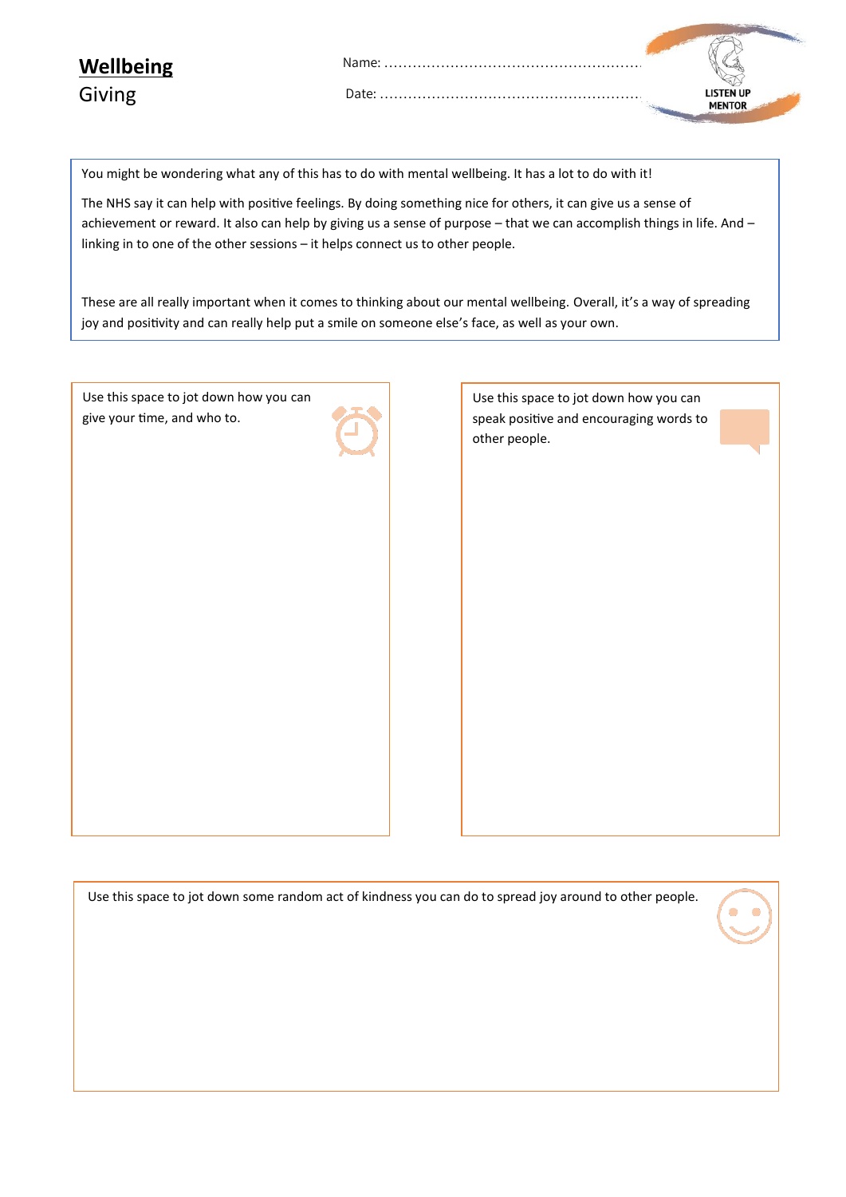# Wellbeing

Giving

Name: ……………………………………………………

Date: ……………………………………………………

LISTEN UP MENTOR

You might be wondering what any of this has to do with mental wellbeing. It has a lot to do with it!

The NHS say it can help with positive feelings. By doing something nice for others, it can give us a sense of achievement or reward. It also can help by giving us a sense of purpose – that we can accomplish things in life. And – linking in to one of the other sessions – it helps connect us to other people.

These are all really important when it comes to thinking about our mental wellbeing. Overall, it's a way of spreading joy and positivity and can really help put a smile on someone else's face, as well as your own.

Use this space to jot down how you can give your time, and who to.

Use this space to jot down how you can speak positive and encouraging words to other people.

Use this space to jot down some random act of kindness you can do to spread joy around to other people.